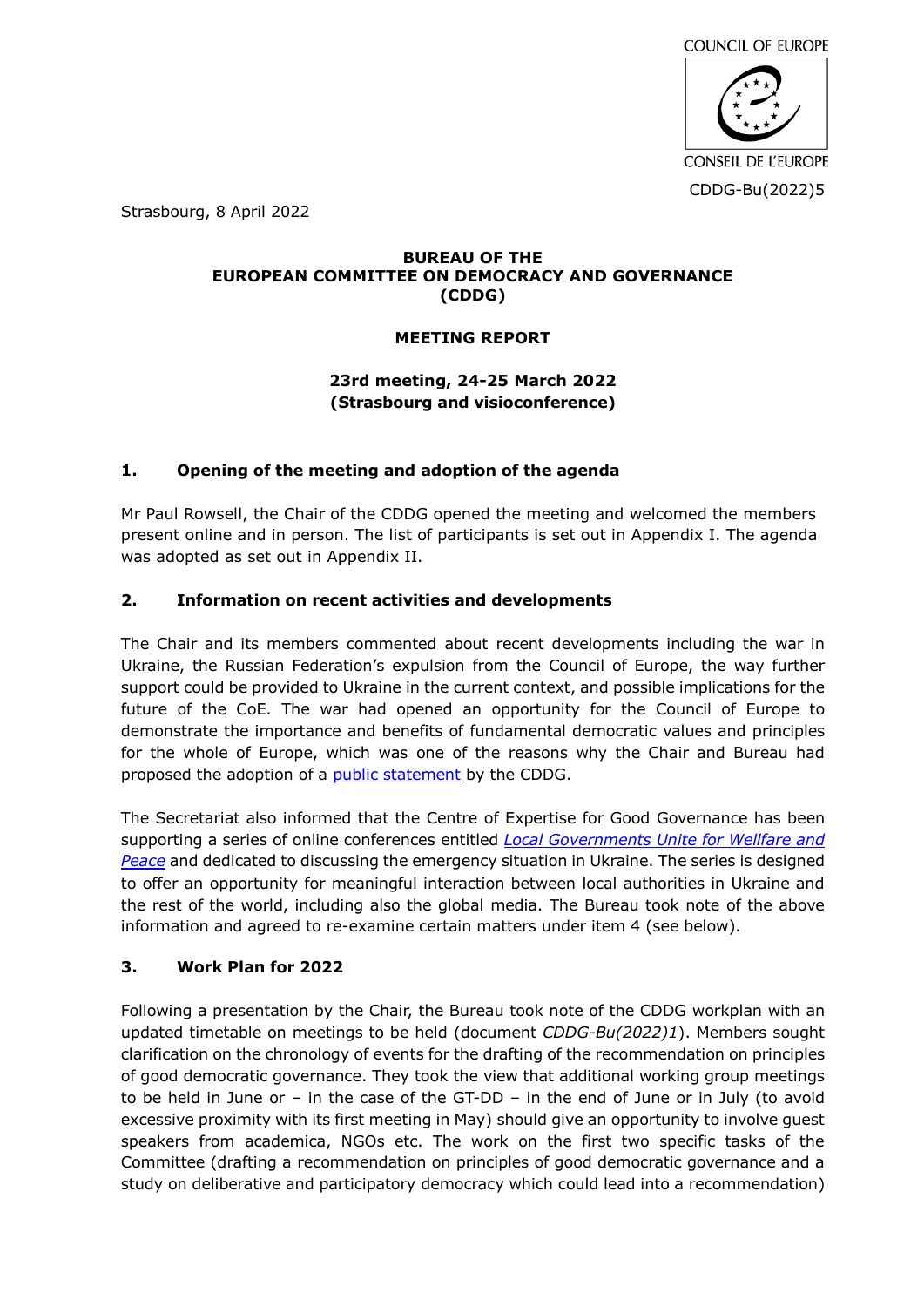COUNCIL OF EUROPE

CONSEIL DE L'EUROPE

CDDG-Bu(2022)5

Strasbourg, 8 April 2022

**BUREAU OF THE**
**EUROPEAN COMMITTEE ON DEMOCRACY AND GOVERNANCE**
**(CDDG)**

**MEETING REPORT**

**23rd meeting, 24-25 March 2022**
**(Strasbourg and visioconference)**

## 1. Opening of the meeting and adoption of the agenda

Mr Paul Rowsell, the Chair of the CDDG opened the meeting and welcomed the members present online and in person. The list of participants is set out in Appendix I. The agenda was adopted as set out in Appendix II.

## 2. Information on recent activities and developments

The Chair and its members commented about recent developments including the war in Ukraine, the Russian Federation's expulsion from the Council of Europe, the way further support could be provided to Ukraine in the current context, and possible implications for the future of the CoE. The war had opened an opportunity for the Council of Europe to demonstrate the importance and benefits of fundamental democratic values and principles for the whole of Europe, which was one of the reasons why the Chair and Bureau had proposed the adoption of a public statement by the CDDG.

The Secretariat also informed that the Centre of Expertise for Good Governance has been supporting a series of online conferences entitled *Local Governments Unite for Wellfare and Peace* and dedicated to discussing the emergency situation in Ukraine. The series is designed to offer an opportunity for meaningful interaction between local authorities in Ukraine and the rest of the world, including also the global media. The Bureau took note of the above information and agreed to re-examine certain matters under item 4 (see below).

## 3. Work Plan for 2022

Following a presentation by the Chair, the Bureau took note of the CDDG workplan with an updated timetable on meetings to be held (document *CDDG-Bu(2022)1*). Members sought clarification on the chronology of events for the drafting of the recommendation on principles of good democratic governance. They took the view that additional working group meetings to be held in June or – in the case of the GT-DD – in the end of June or in July (to avoid excessive proximity with its first meeting in May) should give an opportunity to involve guest speakers from academica, NGOs etc. The work on the first two specific tasks of the Committee (drafting a recommendation on principles of good democratic governance and a study on deliberative and participatory democracy which could lead into a recommendation)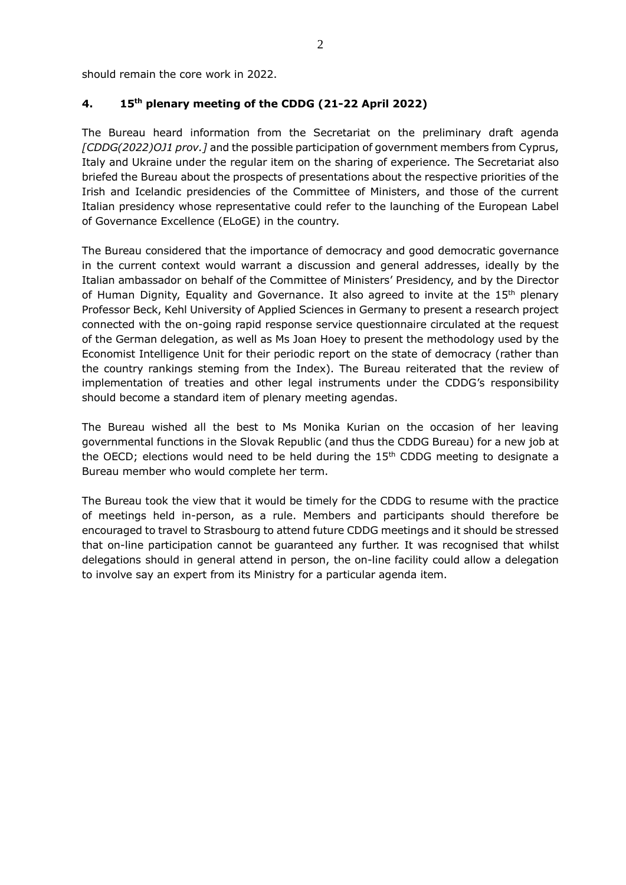should remain the core work in 2022.

## 4. 15th plenary meeting of the CDDG (21-22 April 2022)

The Bureau heard information from the Secretariat on the preliminary draft agenda *[CDDG(2022)OJ1 prov.]* and the possible participation of government members from Cyprus, Italy and Ukraine under the regular item on the sharing of experience. The Secretariat also briefed the Bureau about the prospects of presentations about the respective priorities of the Irish and Icelandic presidencies of the Committee of Ministers, and those of the current Italian presidency whose representative could refer to the launching of the European Label of Governance Excellence (ELoGE) in the country.

The Bureau considered that the importance of democracy and good democratic governance in the current context would warrant a discussion and general addresses, ideally by the Italian ambassador on behalf of the Committee of Ministers' Presidency, and by the Director of Human Dignity, Equality and Governance. It also agreed to invite at the 15th plenary Professor Beck, Kehl University of Applied Sciences in Germany to present a research project connected with the on-going rapid response service questionnaire circulated at the request of the German delegation, as well as Ms Joan Hoey to present the methodology used by the Economist Intelligence Unit for their periodic report on the state of democracy (rather than the country rankings steming from the Index). The Bureau reiterated that the review of implementation of treaties and other legal instruments under the CDDG's responsibility should become a standard item of plenary meeting agendas.

The Bureau wished all the best to Ms Monika Kurian on the occasion of her leaving governmental functions in the Slovak Republic (and thus the CDDG Bureau) for a new job at the OECD; elections would need to be held during the 15th CDDG meeting to designate a Bureau member who would complete her term.

The Bureau took the view that it would be timely for the CDDG to resume with the practice of meetings held in-person, as a rule. Members and participants should therefore be encouraged to travel to Strasbourg to attend future CDDG meetings and it should be stressed that on-line participation cannot be guaranteed any further. It was recognised that whilst delegations should in general attend in person, the on-line facility could allow a delegation to involve say an expert from its Ministry for a particular agenda item.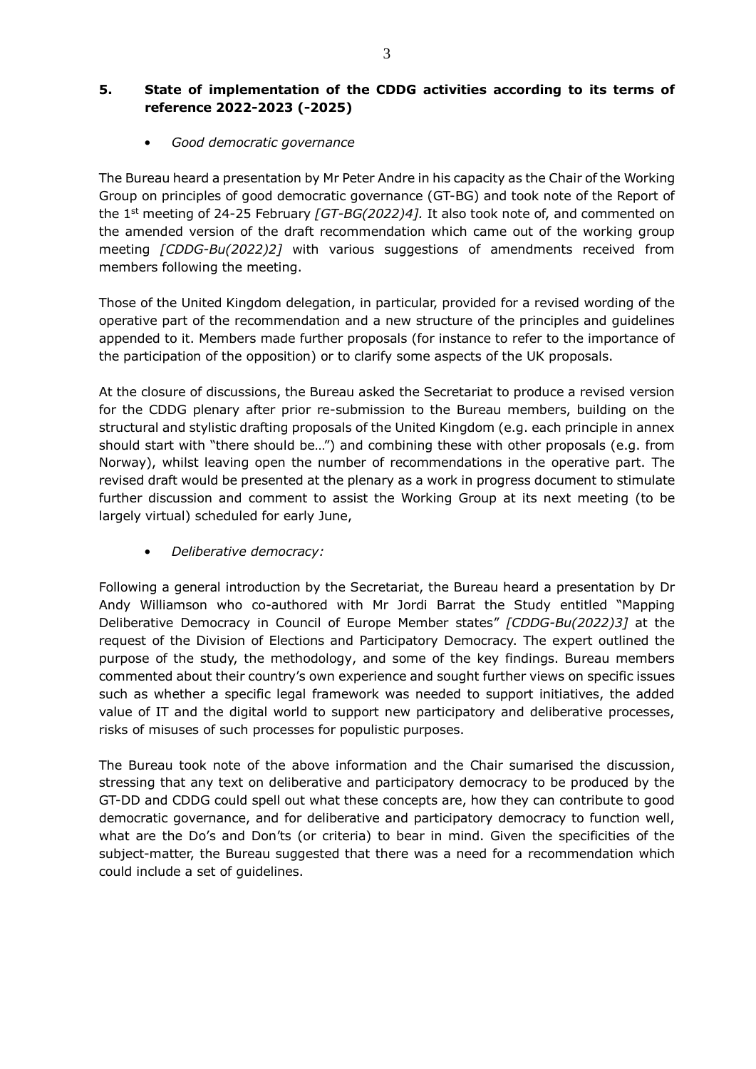## 5. State of implementation of the CDDG activities according to its terms of reference 2022-2023 (-2025)

- *Good democratic governance*

The Bureau heard a presentation by Mr Peter Andre in his capacity as the Chair of the Working Group on principles of good democratic governance (GT-BG) and took note of the Report of the 1st meeting of 24-25 February *[GT-BG(2022)4].* It also took note of, and commented on the amended version of the draft recommendation which came out of the working group meeting *[CDDG-Bu(2022)2]* with various suggestions of amendments received from members following the meeting.

Those of the United Kingdom delegation, in particular, provided for a revised wording of the operative part of the recommendation and a new structure of the principles and guidelines appended to it. Members made further proposals (for instance to refer to the importance of the participation of the opposition) or to clarify some aspects of the UK proposals.

At the closure of discussions, the Bureau asked the Secretariat to produce a revised version for the CDDG plenary after prior re-submission to the Bureau members, building on the structural and stylistic drafting proposals of the United Kingdom (e.g. each principle in annex should start with "there should be…") and combining these with other proposals (e.g. from Norway), whilst leaving open the number of recommendations in the operative part. The revised draft would be presented at the plenary as a work in progress document to stimulate further discussion and comment to assist the Working Group at its next meeting (to be largely virtual) scheduled for early June,

- *Deliberative democracy:*

Following a general introduction by the Secretariat, the Bureau heard a presentation by Dr Andy Williamson who co-authored with Mr Jordi Barrat the Study entitled "Mapping Deliberative Democracy in Council of Europe Member states" *[CDDG-Bu(2022)3]* at the request of the Division of Elections and Participatory Democracy. The expert outlined the purpose of the study, the methodology, and some of the key findings. Bureau members commented about their country's own experience and sought further views on specific issues such as whether a specific legal framework was needed to support initiatives, the added value of IT and the digital world to support new participatory and deliberative processes, risks of misuses of such processes for populistic purposes.

The Bureau took note of the above information and the Chair sumarised the discussion, stressing that any text on deliberative and participatory democracy to be produced by the GT-DD and CDDG could spell out what these concepts are, how they can contribute to good democratic governance, and for deliberative and participatory democracy to function well, what are the Do's and Don'ts (or criteria) to bear in mind. Given the specificities of the subject-matter, the Bureau suggested that there was a need for a recommendation which could include a set of guidelines.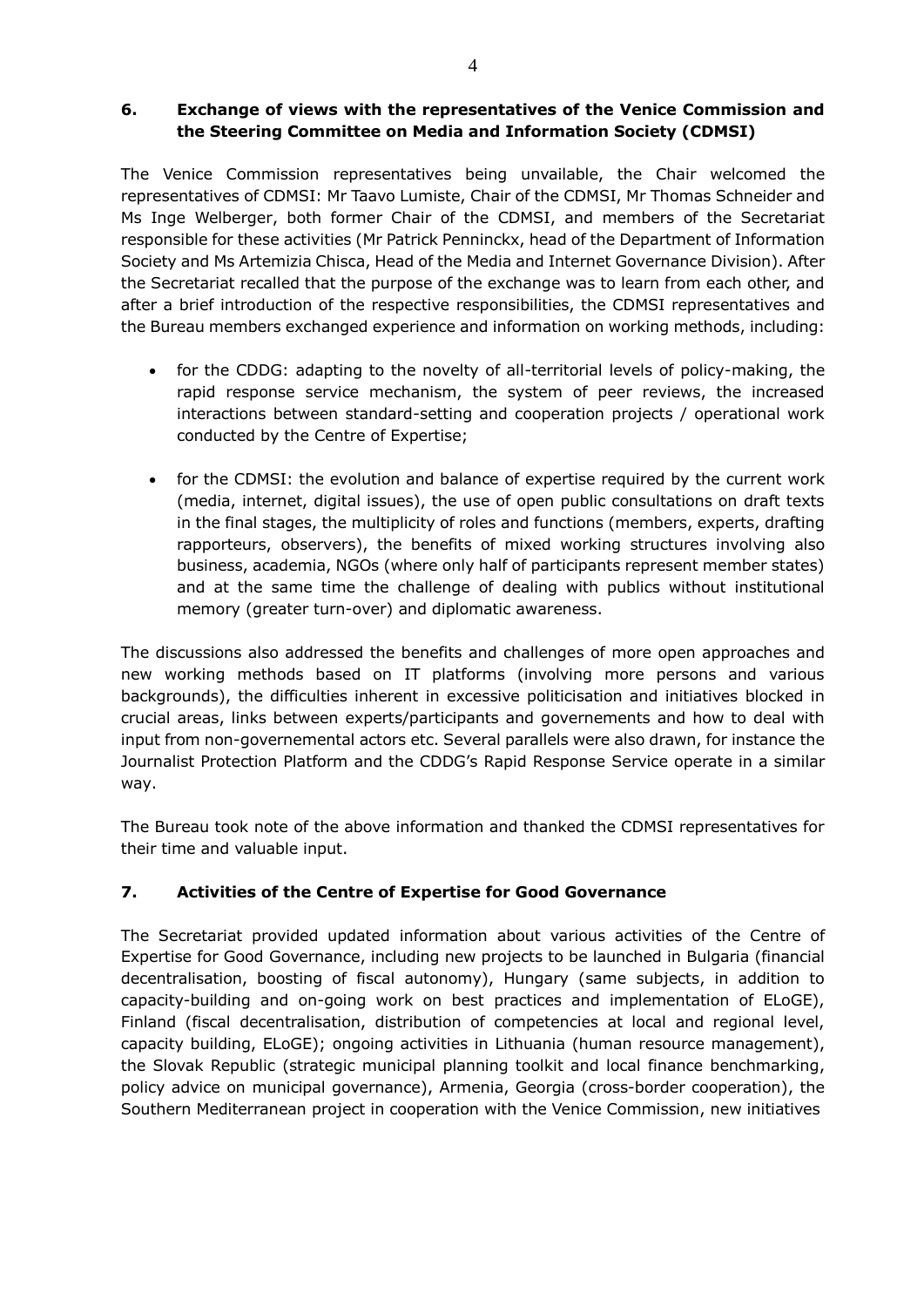## 6. Exchange of views with the representatives of the Venice Commission and the Steering Committee on Media and Information Society (CDMSI)

The Venice Commission representatives being unvailable, the Chair welcomed the representatives of CDMSI: Mr Taavo Lumiste, Chair of the CDMSI, Mr Thomas Schneider and Ms Inge Welberger, both former Chair of the CDMSI, and members of the Secretariat responsible for these activities (Mr Patrick Penninckx, head of the Department of Information Society and Ms Artemizia Chisca, Head of the Media and Internet Governance Division). After the Secretariat recalled that the purpose of the exchange was to learn from each other, and after a brief introduction of the respective responsibilities, the CDMSI representatives and the Bureau members exchanged experience and information on working methods, including:

- for the CDDG: adapting to the novelty of all-territorial levels of policy-making, the rapid response service mechanism, the system of peer reviews, the increased interactions between standard-setting and cooperation projects / operational work conducted by the Centre of Expertise;

- for the CDMSI: the evolution and balance of expertise required by the current work (media, internet, digital issues), the use of open public consultations on draft texts in the final stages, the multiplicity of roles and functions (members, experts, drafting rapporteurs, observers), the benefits of mixed working structures involving also business, academia, NGOs (where only half of participants represent member states) and at the same time the challenge of dealing with publics without institutional memory (greater turn-over) and diplomatic awareness.

The discussions also addressed the benefits and challenges of more open approaches and new working methods based on IT platforms (involving more persons and various backgrounds), the difficulties inherent in excessive politicisation and initiatives blocked in crucial areas, links between experts/participants and governements and how to deal with input from non-governemental actors etc. Several parallels were also drawn, for instance the Journalist Protection Platform and the CDDG's Rapid Response Service operate in a similar way.

The Bureau took note of the above information and thanked the CDMSI representatives for their time and valuable input.

## 7. Activities of the Centre of Expertise for Good Governance

The Secretariat provided updated information about various activities of the Centre of Expertise for Good Governance, including new projects to be launched in Bulgaria (financial decentralisation, boosting of fiscal autonomy), Hungary (same subjects, in addition to capacity-building and on-going work on best practices and implementation of ELoGE), Finland (fiscal decentralisation, distribution of competencies at local and regional level, capacity building, ELoGE); ongoing activities in Lithuania (human resource management), the Slovak Republic (strategic municipal planning toolkit and local finance benchmarking, policy advice on municipal governance), Armenia, Georgia (cross-border cooperation), the Southern Mediterranean project in cooperation with the Venice Commission, new initiatives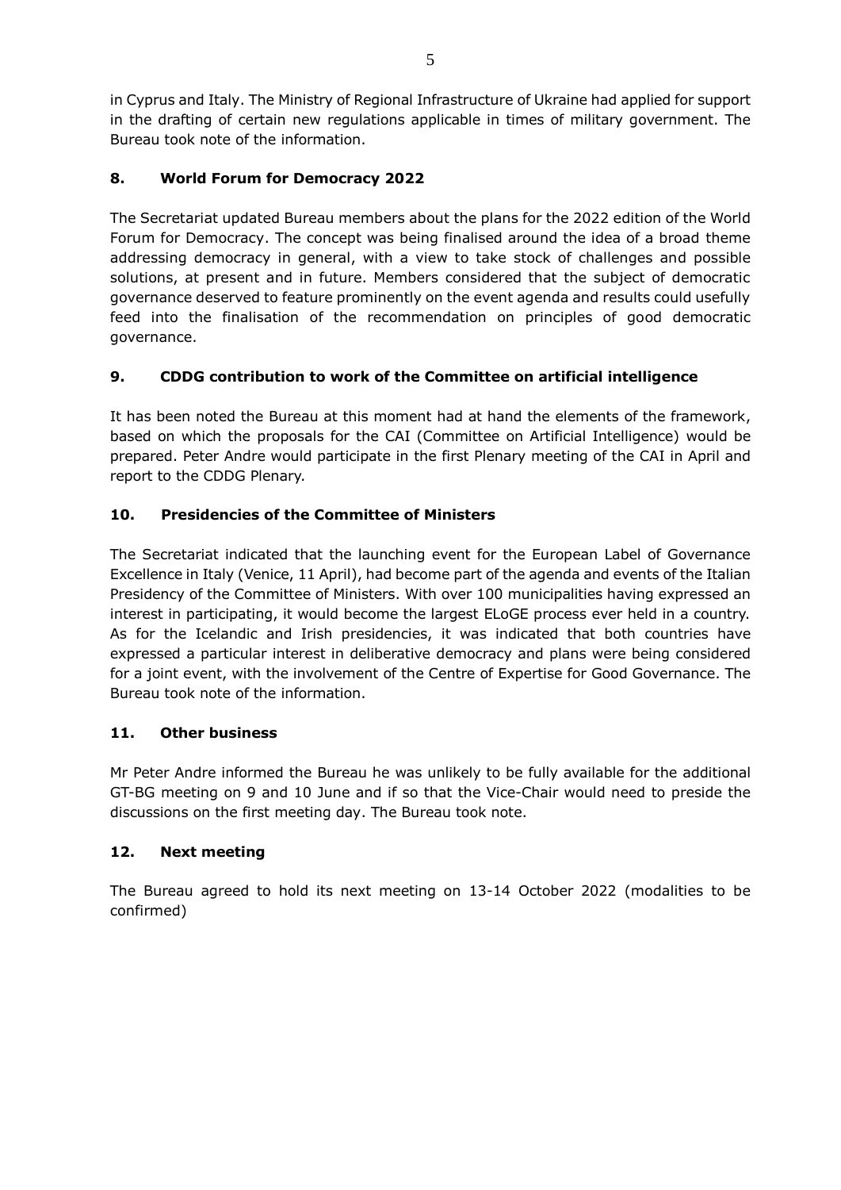in Cyprus and Italy. The Ministry of Regional Infrastructure of Ukraine had applied for support in the drafting of certain new regulations applicable in times of military government. The Bureau took note of the information.

## 8. World Forum for Democracy 2022

The Secretariat updated Bureau members about the plans for the 2022 edition of the World Forum for Democracy. The concept was being finalised around the idea of a broad theme addressing democracy in general, with a view to take stock of challenges and possible solutions, at present and in future. Members considered that the subject of democratic governance deserved to feature prominently on the event agenda and results could usefully feed into the finalisation of the recommendation on principles of good democratic governance.

## 9. CDDG contribution to work of the Committee on artificial intelligence

It has been noted the Bureau at this moment had at hand the elements of the framework, based on which the proposals for the CAI (Committee on Artificial Intelligence) would be prepared. Peter Andre would participate in the first Plenary meeting of the CAI in April and report to the CDDG Plenary.

## 10. Presidencies of the Committee of Ministers

The Secretariat indicated that the launching event for the European Label of Governance Excellence in Italy (Venice, 11 April), had become part of the agenda and events of the Italian Presidency of the Committee of Ministers. With over 100 municipalities having expressed an interest in participating, it would become the largest ELoGE process ever held in a country. As for the Icelandic and Irish presidencies, it was indicated that both countries have expressed a particular interest in deliberative democracy and plans were being considered for a joint event, with the involvement of the Centre of Expertise for Good Governance. The Bureau took note of the information.

## 11. Other business

Mr Peter Andre informed the Bureau he was unlikely to be fully available for the additional GT-BG meeting on 9 and 10 June and if so that the Vice-Chair would need to preside the discussions on the first meeting day. The Bureau took note.

## 12. Next meeting

The Bureau agreed to hold its next meeting on 13-14 October 2022 (modalities to be confirmed)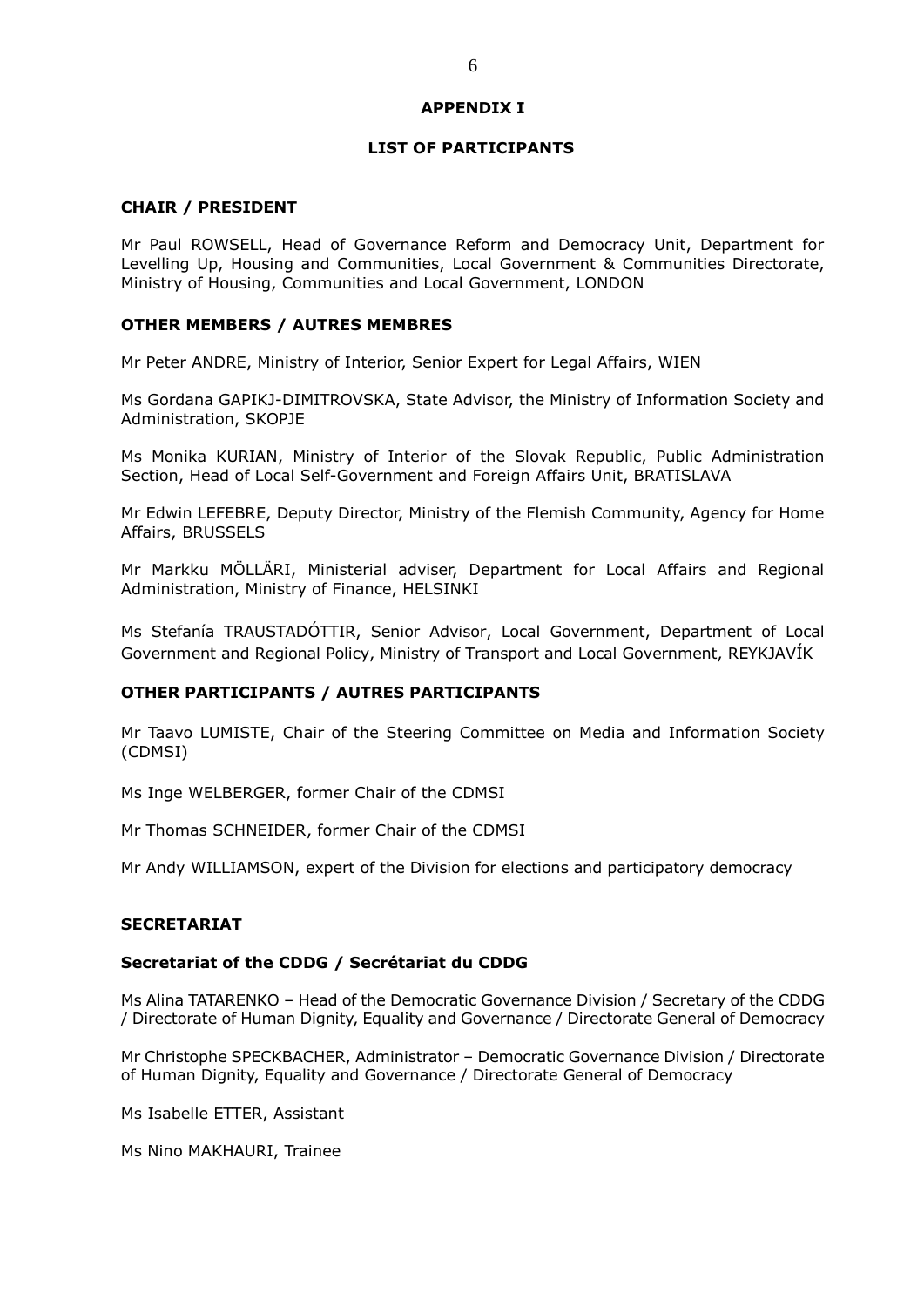# APPENDIX I

## LIST OF PARTICIPANTS

### CHAIR / PRESIDENT

Mr Paul ROWSELL, Head of Governance Reform and Democracy Unit, Department for Levelling Up, Housing and Communities, Local Government & Communities Directorate, Ministry of Housing, Communities and Local Government, LONDON

### OTHER MEMBERS / AUTRES MEMBRES

Mr Peter ANDRE, Ministry of Interior, Senior Expert for Legal Affairs, WIEN

Ms Gordana GAPIKJ-DIMITROVSKA, State Advisor, the Ministry of Information Society and Administration, SKOPJE

Ms Monika KURIAN, Ministry of Interior of the Slovak Republic, Public Administration Section, Head of Local Self-Government and Foreign Affairs Unit, BRATISLAVA

Mr Edwin LEFEBRE, Deputy Director, Ministry of the Flemish Community, Agency for Home Affairs, BRUSSELS

Mr Markku MÖLLÄRI, Ministerial adviser, Department for Local Affairs and Regional Administration, Ministry of Finance, HELSINKI

Ms Stefanía TRAUSTADÓTTIR, Senior Advisor, Local Government, Department of Local Government and Regional Policy, Ministry of Transport and Local Government, REYKJAVÍK

### OTHER PARTICIPANTS / AUTRES PARTICIPANTS

Mr Taavo LUMISTE, Chair of the Steering Committee on Media and Information Society (CDMSI)

Ms Inge WELBERGER, former Chair of the CDMSI

Mr Thomas SCHNEIDER, former Chair of the CDMSI

Mr Andy WILLIAMSON, expert of the Division for elections and participatory democracy

### SECRETARIAT

#### Secretariat of the CDDG / Secrétariat du CDDG

Ms Alina TATARENKO – Head of the Democratic Governance Division / Secretary of the CDDG / Directorate of Human Dignity, Equality and Governance / Directorate General of Democracy

Mr Christophe SPECKBACHER, Administrator – Democratic Governance Division / Directorate of Human Dignity, Equality and Governance / Directorate General of Democracy

Ms Isabelle ETTER, Assistant

Ms Nino MAKHAURI, Trainee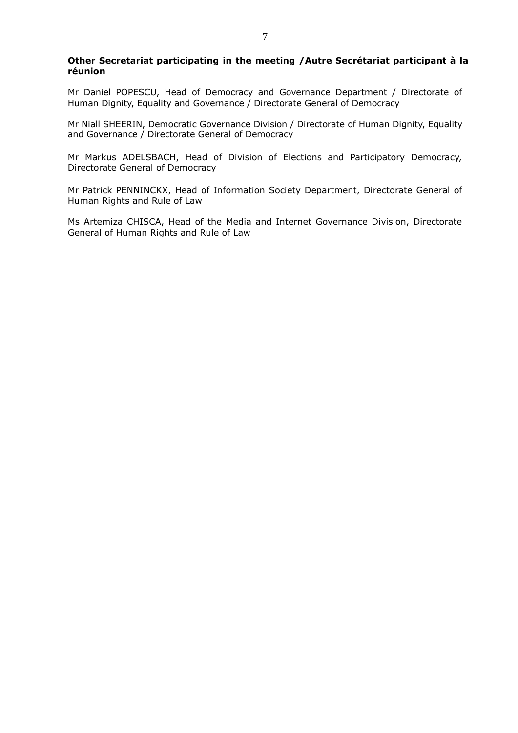**Other Secretariat participating in the meeting / Autre Secrétariat participant à la réunion**

Mr Daniel POPESCU, Head of Democracy and Governance Department / Directorate of Human Dignity, Equality and Governance / Directorate General of Democracy

Mr Niall SHEERIN, Democratic Governance Division / Directorate of Human Dignity, Equality and Governance / Directorate General of Democracy

Mr Markus ADELSBACH, Head of Division of Elections and Participatory Democracy, Directorate General of Democracy

Mr Patrick PENNINCKX, Head of Information Society Department, Directorate General of Human Rights and Rule of Law

Ms Artemiza CHISCA, Head of the Media and Internet Governance Division, Directorate General of Human Rights and Rule of Law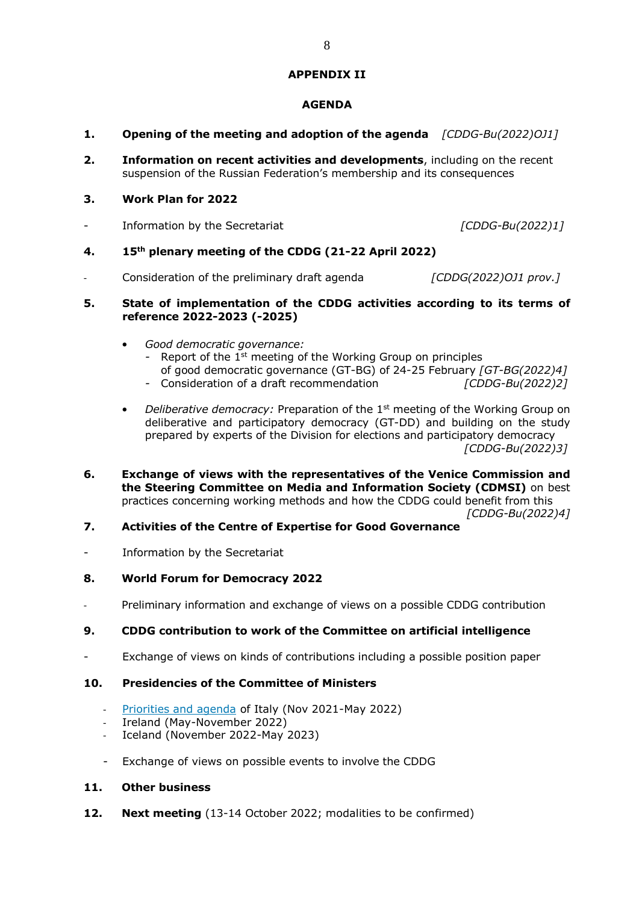## APPENDIX II

## AGENDA

**1. Opening of the meeting and adoption of the agenda** *[CDDG-Bu(2022)OJ1]*

**2. Information on recent activities and developments**, including on the recent suspension of the Russian Federation's membership and its consequences

**3. Work Plan for 2022**

- Information by the Secretariat *[CDDG-Bu(2022)1]*

**4. 15th plenary meeting of the CDDG (21-22 April 2022)**

- Consideration of the preliminary draft agenda *[CDDG(2022)OJ1 prov.]*

**5. State of implementation of the CDDG activities according to its terms of reference 2022-2023 (-2025)**

- *Good democratic governance:*
  - Report of the 1st meeting of the Working Group on principles of good democratic governance (GT-BG) of 24-25 February *[GT-BG(2022)4]*
  - Consideration of a draft recommendation *[CDDG-Bu(2022)2]*
- *Deliberative democracy:* Preparation of the 1st meeting of the Working Group on deliberative and participatory democracy (GT-DD) and building on the study prepared by experts of the Division for elections and participatory democracy *[CDDG-Bu(2022)3]*

**6. Exchange of views with the representatives of the Venice Commission and the Steering Committee on Media and Information Society (CDMSI)** on best practices concerning working methods and how the CDDG could benefit from this *[CDDG-Bu(2022)4]*

**7. Activities of the Centre of Expertise for Good Governance**

- Information by the Secretariat

**8. World Forum for Democracy 2022**

- Preliminary information and exchange of views on a possible CDDG contribution

**9. CDDG contribution to work of the Committee on artificial intelligence**

- Exchange of views on kinds of contributions including a possible position paper

**10. Presidencies of the Committee of Ministers**

- Priorities and agenda of Italy (Nov 2021-May 2022)
- Ireland (May-November 2022)
- Iceland (November 2022-May 2023)

- Exchange of views on possible events to involve the CDDG

**11. Other business**

**12. Next meeting** (13-14 October 2022; modalities to be confirmed)